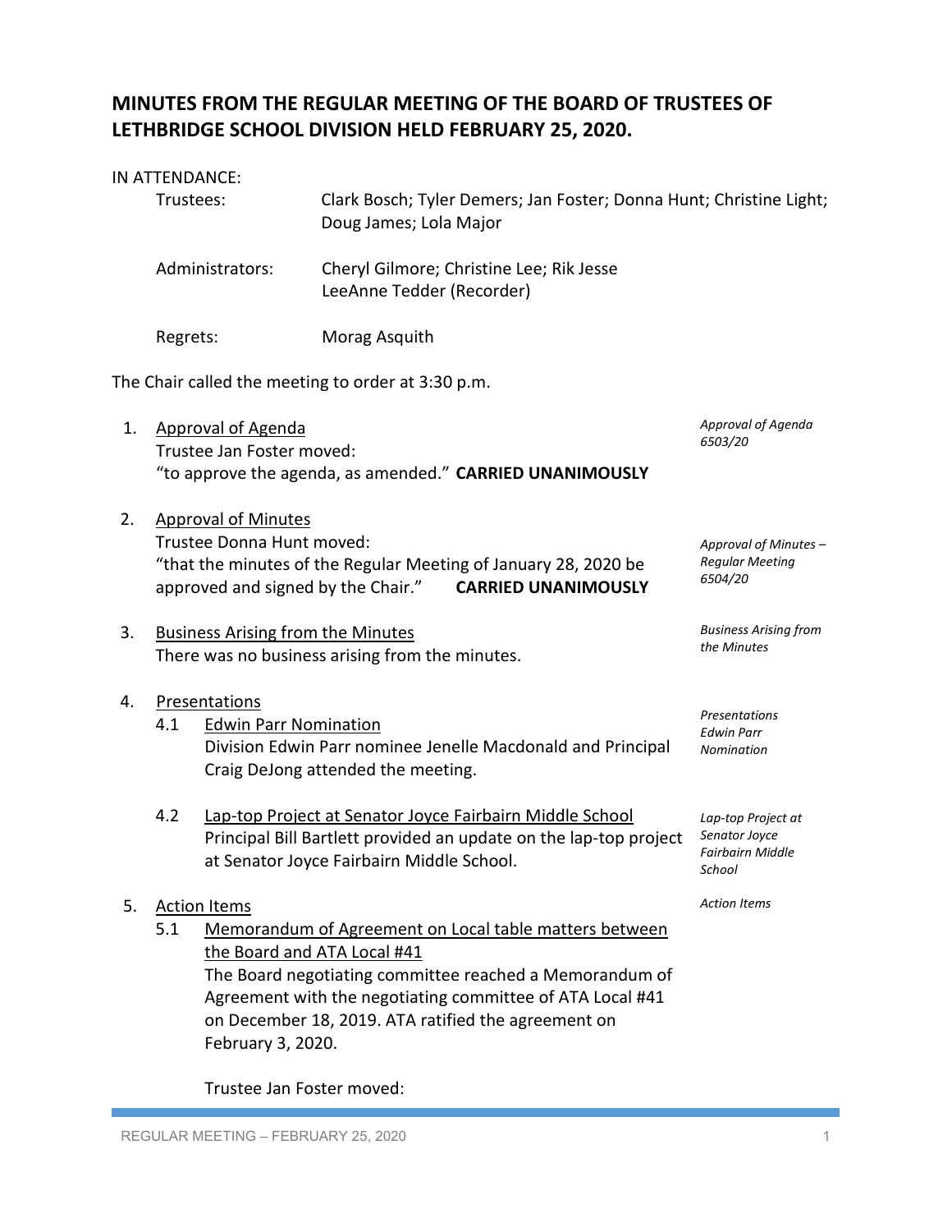# MINUTES FROM THE REGULAR MEETING OF THE BOARD OF TRUSTEES OF LETHBRIDGE SCHOOL DIVISION HELD FEBRUARY 25, 2020.

IN ATTENDANCE:

Trustees: Clark Bosch; Tyler Demers; Jan Foster; Donna Hunt; Christine Light; Doug James; Lola Major

Administrators: Cheryl Gilmore; Christine Lee; Rik Jesse
LeeAnne Tedder (Recorder)

Regrets: Morag Asquith

The Chair called the meeting to order at 3:30 p.m.

1. Approval of Agenda
   Trustee Jan Foster moved:
   "to approve the agenda, as amended." **CARRIED UNANIMOUSLY**

   *Approval of Agenda 6503/20*

2. Approval of Minutes
   Trustee Donna Hunt moved:
   "that the minutes of the Regular Meeting of January 28, 2020 be approved and signed by the Chair." **CARRIED UNANIMOUSLY**

   *Approval of Minutes – Regular Meeting 6504/20*

3. Business Arising from the Minutes
   There was no business arising from the minutes.

   *Business Arising from the Minutes*

4. Presentations

   *Presentations*

   4.1 Edwin Parr Nomination
   Division Edwin Parr nominee Jenelle Macdonald and Principal Craig DeJong attended the meeting.

   *Edwin Parr Nomination*

   4.2 Lap-top Project at Senator Joyce Fairbairn Middle School
   Principal Bill Bartlett provided an update on the lap-top project at Senator Joyce Fairbairn Middle School.

   *Lap-top Project at Senator Joyce Fairbairn Middle School*

5. Action Items

   *Action Items*

   5.1 Memorandum of Agreement on Local table matters between the Board and ATA Local #41
   The Board negotiating committee reached a Memorandum of Agreement with the negotiating committee of ATA Local #41 on December 18, 2019. ATA ratified the agreement on February 3, 2020.

   Trustee Jan Foster moved: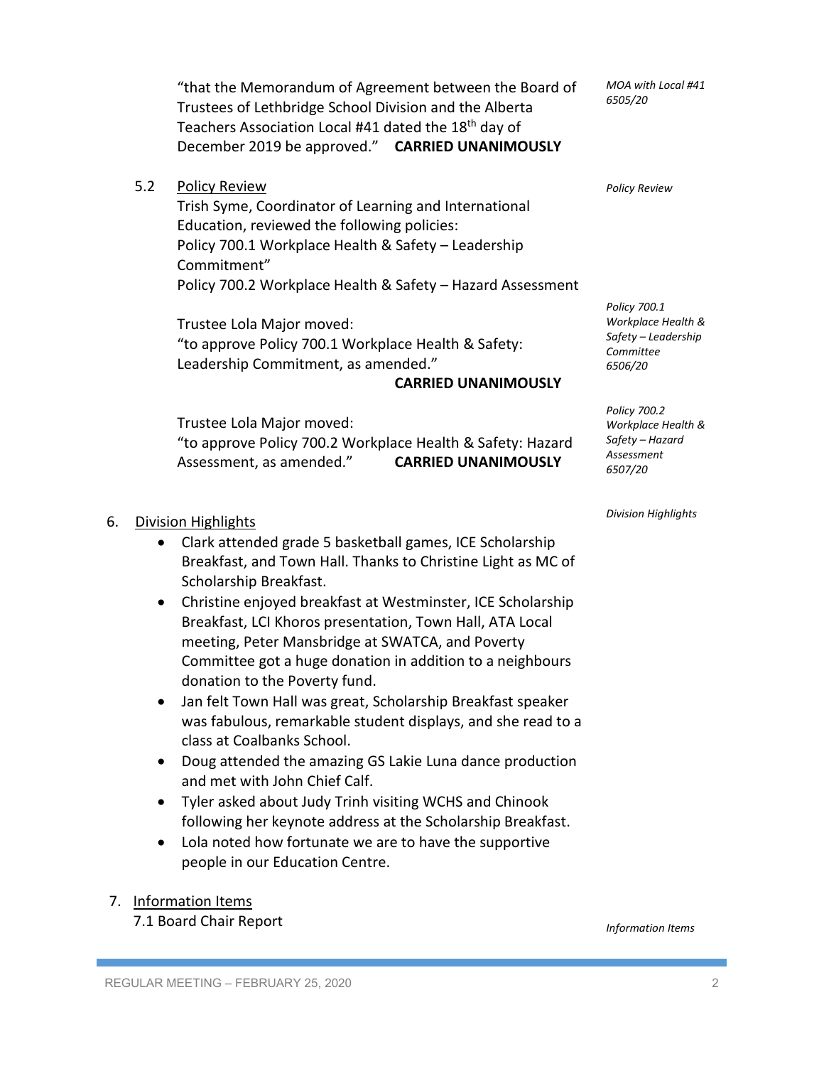"that the Memorandum of Agreement between the Board of Trustees of Lethbridge School Division and the Alberta Teachers Association Local #41 dated the 18th day of December 2019 be approved." **CARRIED UNANIMOUSLY**

*MOA with Local #41 6505/20*

5.2 Policy Review

*Policy Review*

Trish Syme, Coordinator of Learning and International Education, reviewed the following policies:
Policy 700.1 Workplace Health & Safety – Leadership Commitment"
Policy 700.2 Workplace Health & Safety – Hazard Assessment

*Policy 700.1 Workplace Health & Safety – Leadership Committee 6506/20*

Trustee Lola Major moved:
"to approve Policy 700.1 Workplace Health & Safety: Leadership Commitment, as amended."
**CARRIED UNANIMOUSLY**

*Policy 700.2 Workplace Health & Safety – Hazard Assessment 6507/20*

Trustee Lola Major moved:
"to approve Policy 700.2 Workplace Health & Safety: Hazard Assessment, as amended." **CARRIED UNANIMOUSLY**

6. Division Highlights

*Division Highlights*

- Clark attended grade 5 basketball games, ICE Scholarship Breakfast, and Town Hall. Thanks to Christine Light as MC of Scholarship Breakfast.
- Christine enjoyed breakfast at Westminster, ICE Scholarship Breakfast, LCI Khoros presentation, Town Hall, ATA Local meeting, Peter Mansbridge at SWATCA, and Poverty Committee got a huge donation in addition to a neighbours donation to the Poverty fund.
- Jan felt Town Hall was great, Scholarship Breakfast speaker was fabulous, remarkable student displays, and she read to a class at Coalbanks School.
- Doug attended the amazing GS Lakie Luna dance production and met with John Chief Calf.
- Tyler asked about Judy Trinh visiting WCHS and Chinook following her keynote address at the Scholarship Breakfast.
- Lola noted how fortunate we are to have the supportive people in our Education Centre.

7. Information Items

7.1 Board Chair Report

*Information Items*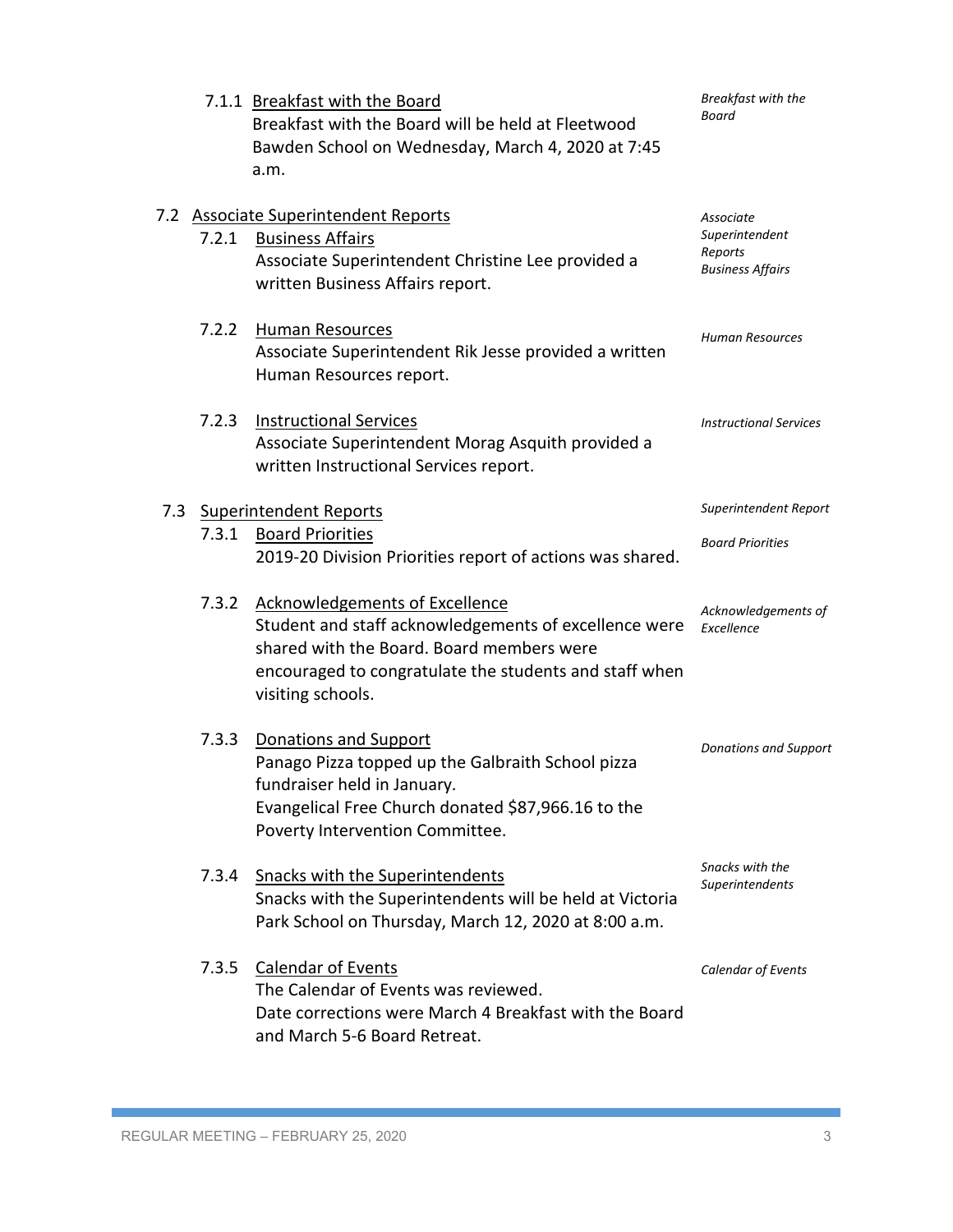7.1.1 Breakfast with the Board

*Breakfast with the Board*

Breakfast with the Board will be held at Fleetwood Bawden School on Wednesday, March 4, 2020 at 7:45 a.m.

## 7.2 Associate Superintendent Reports

*Associate Superintendent Reports*

### 7.2.1 Business Affairs

*Business Affairs*

Associate Superintendent Christine Lee provided a written Business Affairs report.

### 7.2.2 Human Resources

*Human Resources*

Associate Superintendent Rik Jesse provided a written Human Resources report.

### 7.2.3 Instructional Services

*Instructional Services*

Associate Superintendent Morag Asquith provided a written Instructional Services report.

## 7.3 Superintendent Reports

*Superintendent Report*

### 7.3.1 Board Priorities

*Board Priorities*

2019-20 Division Priorities report of actions was shared.

### 7.3.2 Acknowledgements of Excellence

*Acknowledgements of Excellence*

Student and staff acknowledgements of excellence were shared with the Board. Board members were encouraged to congratulate the students and staff when visiting schools.

### 7.3.3 Donations and Support

*Donations and Support*

Panago Pizza topped up the Galbraith School pizza fundraiser held in January.
Evangelical Free Church donated $87,966.16 to the Poverty Intervention Committee.

### 7.3.4 Snacks with the Superintendents

*Snacks with the Superintendents*

Snacks with the Superintendents will be held at Victoria Park School on Thursday, March 12, 2020 at 8:00 a.m.

### 7.3.5 Calendar of Events

*Calendar of Events*

The Calendar of Events was reviewed.
Date corrections were March 4 Breakfast with the Board and March 5-6 Board Retreat.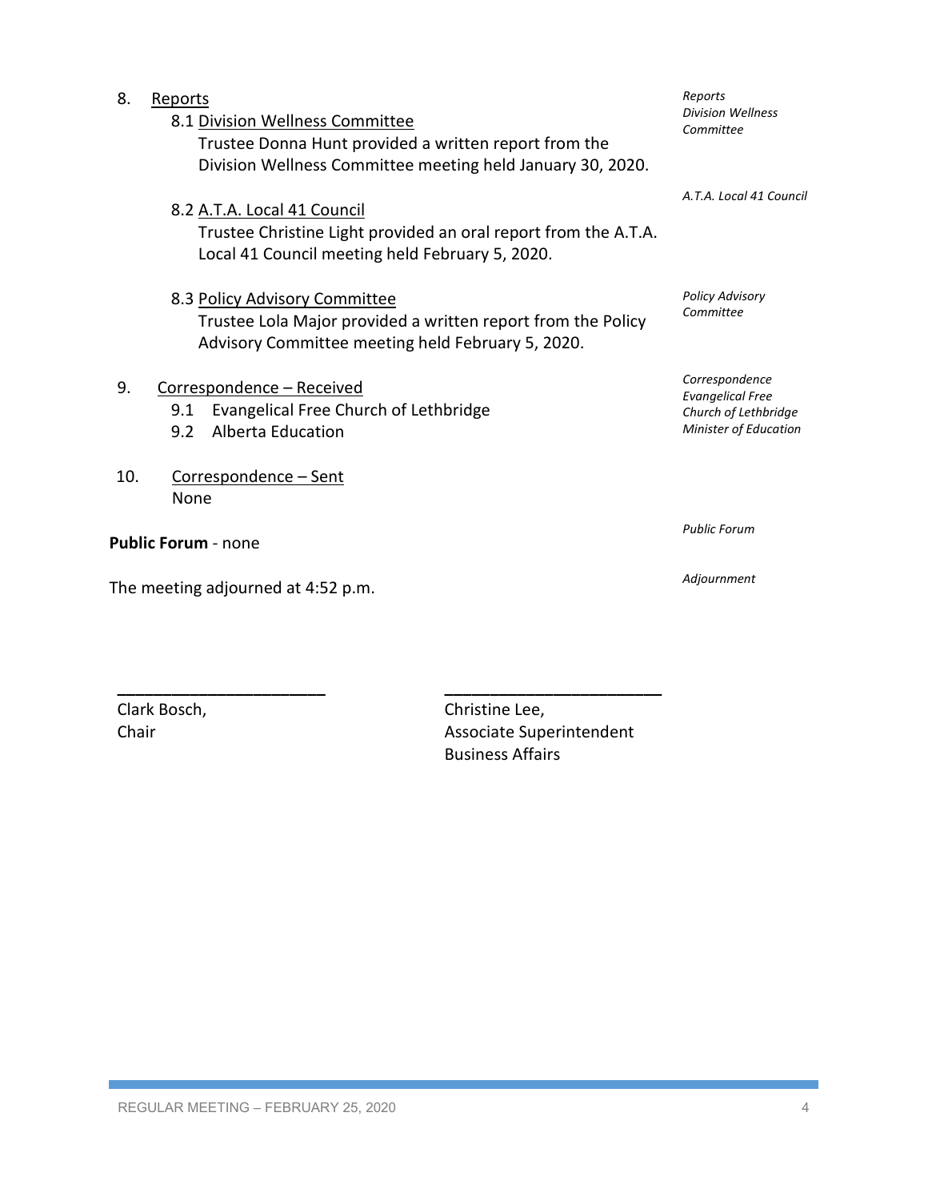8. <u>Reports</u>

*Reports*
*Division Wellness Committee*

8.1 <u>Division Wellness Committee</u>
Trustee Donna Hunt provided a written report from the Division Wellness Committee meeting held January 30, 2020.

*A.T.A. Local 41 Council*

8.2 <u>A.T.A. Local 41 Council</u>
Trustee Christine Light provided an oral report from the A.T.A. Local 41 Council meeting held February 5, 2020.

*Policy Advisory Committee*

8.3 <u>Policy Advisory Committee</u>
Trustee Lola Major provided a written report from the Policy Advisory Committee meeting held February 5, 2020.

*Correspondence*
*Evangelical Free Church of Lethbridge*
*Minister of Education*

9. <u>Correspondence – Received</u>
   9.1 Evangelical Free Church of Lethbridge
   9.2 Alberta Education

10. <u>Correspondence – Sent</u>
    None

*Public Forum*

**Public Forum** - none

*Adjournment*

The meeting adjourned at 4:52 p.m.

\_\_\_\_\_\_\_\_\_\_\_\_\_\_\_\_\_\_\_\_\_\_\_\_
Clark Bosch,
Chair

\_\_\_\_\_\_\_\_\_\_\_\_\_\_\_\_\_\_\_\_\_\_\_\_
Christine Lee,
Associate Superintendent
Business Affairs